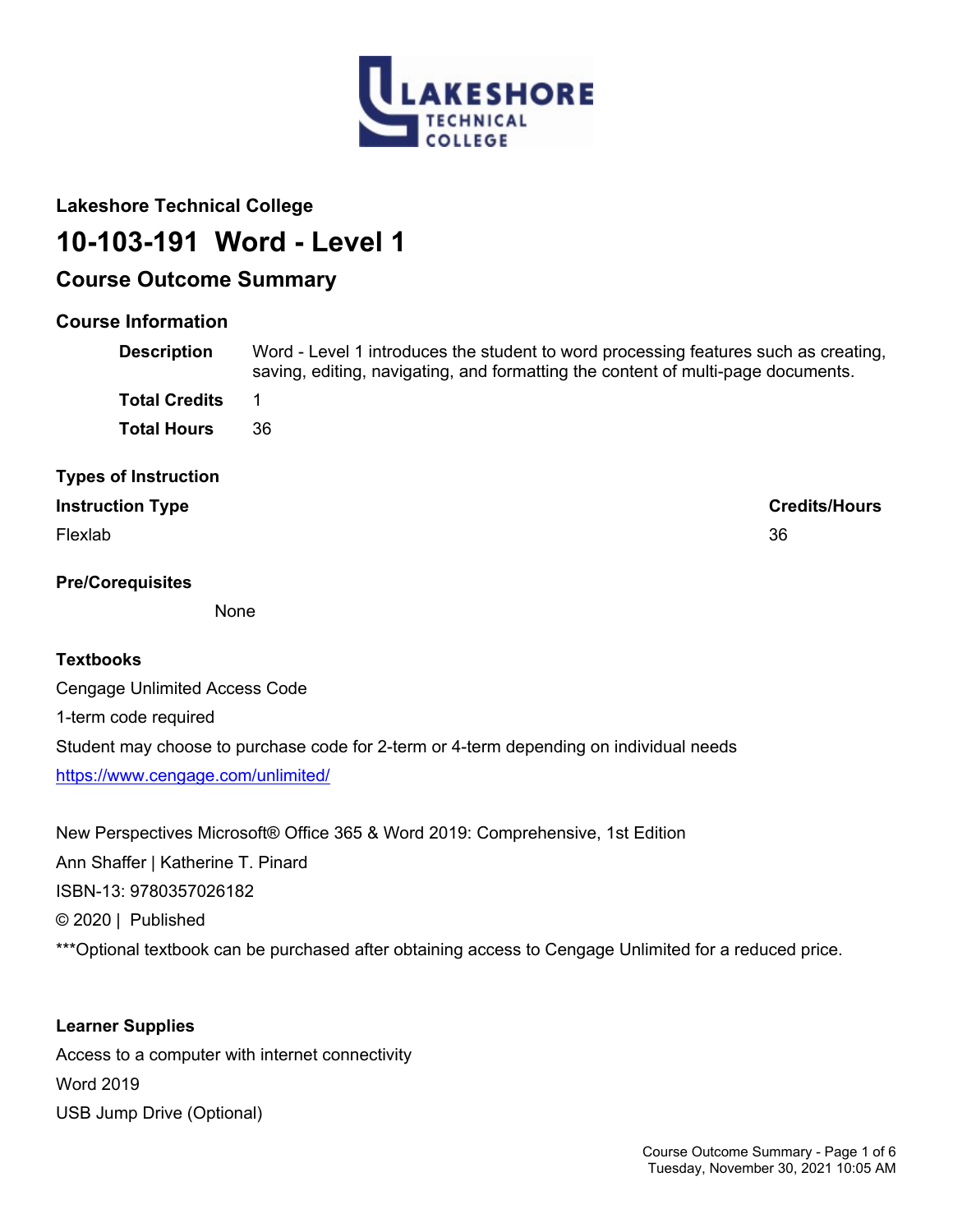**Lakeshore Technical College**

# 10-103-191 Word - Level 1

## Course Outcome Summary

### Course Information

| | |
|---|---|
| **Description** | Word - Level 1 introduces the student to word processing features such as creating, saving, editing, navigating, and formatting the content of multi-page documents. |
| **Total Credits** | 1 |
| **Total Hours** | 36 |

### Types of Instruction

| Instruction Type | Credits/Hours |
|---|---|
| Flexlab | 36 |

### Pre/Corequisites

None

### Textbooks

Cengage Unlimited Access Code

1-term code required

Student may choose to purchase code for 2-term or 4-term depending on individual needs

https://www.cengage.com/unlimited/

New Perspectives Microsoft® Office 365 & Word 2019: Comprehensive, 1st Edition

Ann Shaffer | Katherine T. Pinard

ISBN-13: 9780357026182

© 2020 | Published

***Optional textbook can be purchased after obtaining access to Cengage Unlimited for a reduced price.

### Learner Supplies

Access to a computer with internet connectivity

Word 2019

USB Jump Drive (Optional)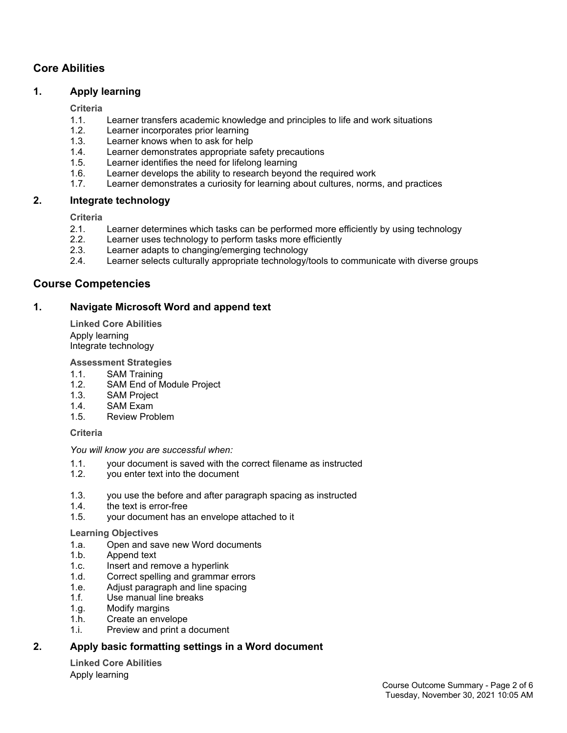## Core Abilities

### 1. Apply learning

**Criteria**

1.1. Learner transfers academic knowledge and principles to life and work situations
1.2. Learner incorporates prior learning
1.3. Learner knows when to ask for help
1.4. Learner demonstrates appropriate safety precautions
1.5. Learner identifies the need for lifelong learning
1.6. Learner develops the ability to research beyond the required work
1.7. Learner demonstrates a curiosity for learning about cultures, norms, and practices

### 2. Integrate technology

**Criteria**

2.1. Learner determines which tasks can be performed more efficiently by using technology
2.2. Learner uses technology to perform tasks more efficiently
2.3. Learner adapts to changing/emerging technology
2.4. Learner selects culturally appropriate technology/tools to communicate with diverse groups

## Course Competencies

### 1. Navigate Microsoft Word and append text

**Linked Core Abilities**

Apply learning
Integrate technology

**Assessment Strategies**

1.1. SAM Training
1.2. SAM End of Module Project
1.3. SAM Project
1.4. SAM Exam
1.5. Review Problem

**Criteria**

*You will know you are successful when:*

1.1. your document is saved with the correct filename as instructed
1.2. you enter text into the document
1.3. you use the before and after paragraph spacing as instructed
1.4. the text is error-free
1.5. your document has an envelope attached to it

**Learning Objectives**

1.a. Open and save new Word documents
1.b. Append text
1.c. Insert and remove a hyperlink
1.d. Correct spelling and grammar errors
1.e. Adjust paragraph and line spacing
1.f. Use manual line breaks
1.g. Modify margins
1.h. Create an envelope
1.i. Preview and print a document

### 2. Apply basic formatting settings in a Word document

**Linked Core Abilities**

Apply learning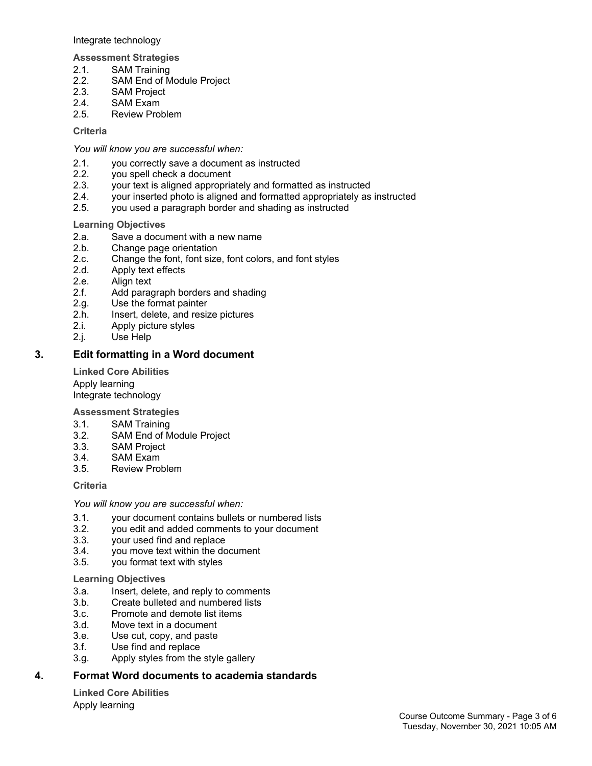Integrate technology

**Assessment Strategies**

2.1. SAM Training
2.2. SAM End of Module Project
2.3. SAM Project
2.4. SAM Exam
2.5. Review Problem

**Criteria**

*You will know you are successful when:*

2.1. you correctly save a document as instructed
2.2. you spell check a document
2.3. your text is aligned appropriately and formatted as instructed
2.4. your inserted photo is aligned and formatted appropriately as instructed
2.5. you used a paragraph border and shading as instructed

**Learning Objectives**

2.a. Save a document with a new name
2.b. Change page orientation
2.c. Change the font, font size, font colors, and font styles
2.d. Apply text effects
2.e. Align text
2.f. Add paragraph borders and shading
2.g. Use the format painter
2.h. Insert, delete, and resize pictures
2.i. Apply picture styles
2.j. Use Help

## 3. Edit formatting in a Word document

**Linked Core Abilities**

Apply learning
Integrate technology

**Assessment Strategies**

3.1. SAM Training
3.2. SAM End of Module Project
3.3. SAM Project
3.4. SAM Exam
3.5. Review Problem

**Criteria**

*You will know you are successful when:*

3.1. your document contains bullets or numbered lists
3.2. you edit and added comments to your document
3.3. your used find and replace
3.4. you move text within the document
3.5. you format text with styles

**Learning Objectives**

3.a. Insert, delete, and reply to comments
3.b. Create bulleted and numbered lists
3.c. Promote and demote list items
3.d. Move text in a document
3.e. Use cut, copy, and paste
3.f. Use find and replace
3.g. Apply styles from the style gallery

## 4. Format Word documents to academia standards

**Linked Core Abilities**

Apply learning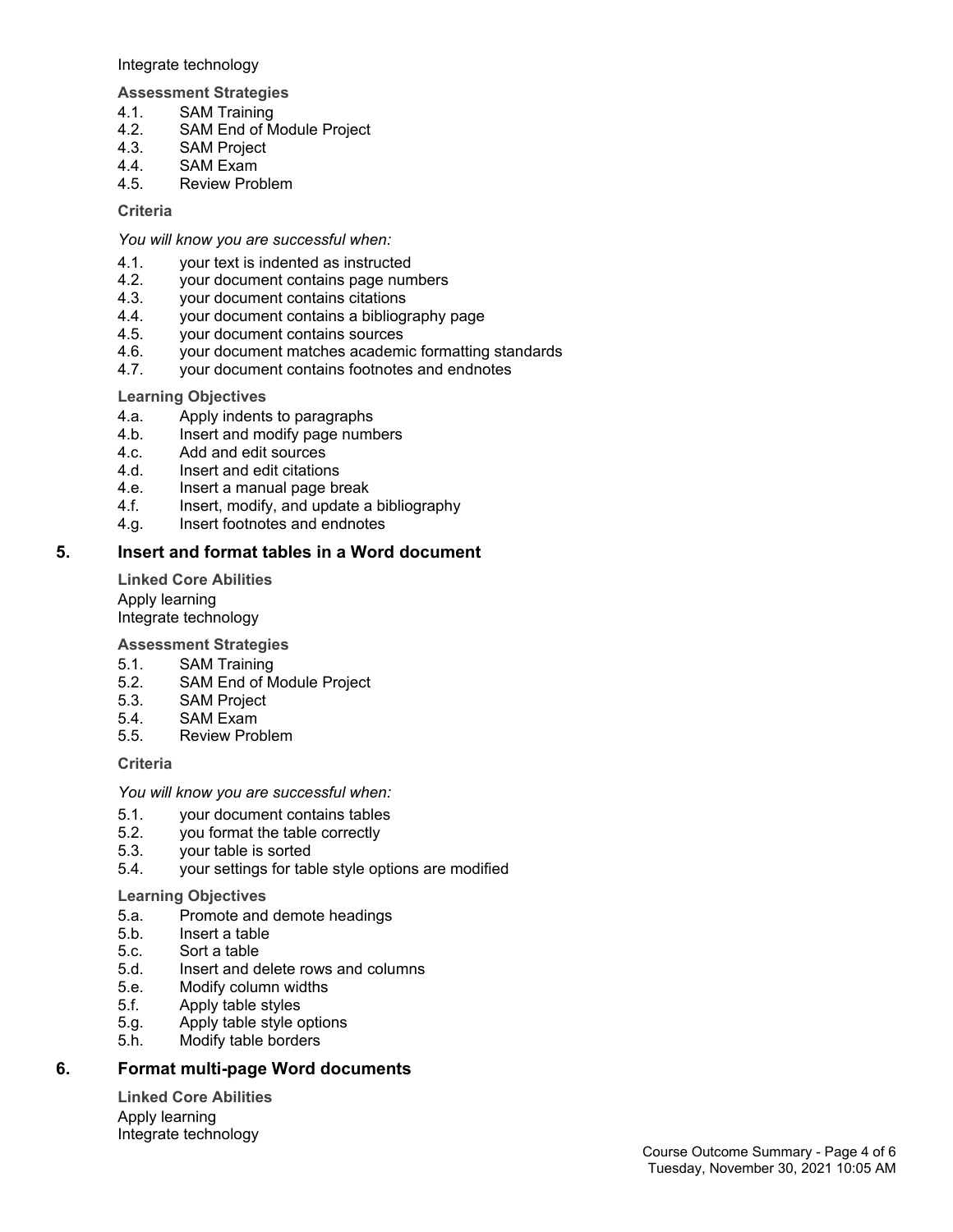Integrate technology

**Assessment Strategies**

4.1. SAM Training
4.2. SAM End of Module Project
4.3. SAM Project
4.4. SAM Exam
4.5. Review Problem

**Criteria**

*You will know you are successful when:*

4.1. your text is indented as instructed
4.2. your document contains page numbers
4.3. your document contains citations
4.4. your document contains a bibliography page
4.5. your document contains sources
4.6. your document matches academic formatting standards
4.7. your document contains footnotes and endnotes

**Learning Objectives**

4.a. Apply indents to paragraphs
4.b. Insert and modify page numbers
4.c. Add and edit sources
4.d. Insert and edit citations
4.e. Insert a manual page break
4.f. Insert, modify, and update a bibliography
4.g. Insert footnotes and endnotes

## 5. Insert and format tables in a Word document

**Linked Core Abilities**

Apply learning
Integrate technology

**Assessment Strategies**

5.1. SAM Training
5.2. SAM End of Module Project
5.3. SAM Project
5.4. SAM Exam
5.5. Review Problem

**Criteria**

*You will know you are successful when:*

5.1. your document contains tables
5.2. you format the table correctly
5.3. your table is sorted
5.4. your settings for table style options are modified

**Learning Objectives**

5.a. Promote and demote headings
5.b. Insert a table
5.c. Sort a table
5.d. Insert and delete rows and columns
5.e. Modify column widths
5.f. Apply table styles
5.g. Apply table style options
5.h. Modify table borders

## 6. Format multi-page Word documents

**Linked Core Abilities**

Apply learning
Integrate technology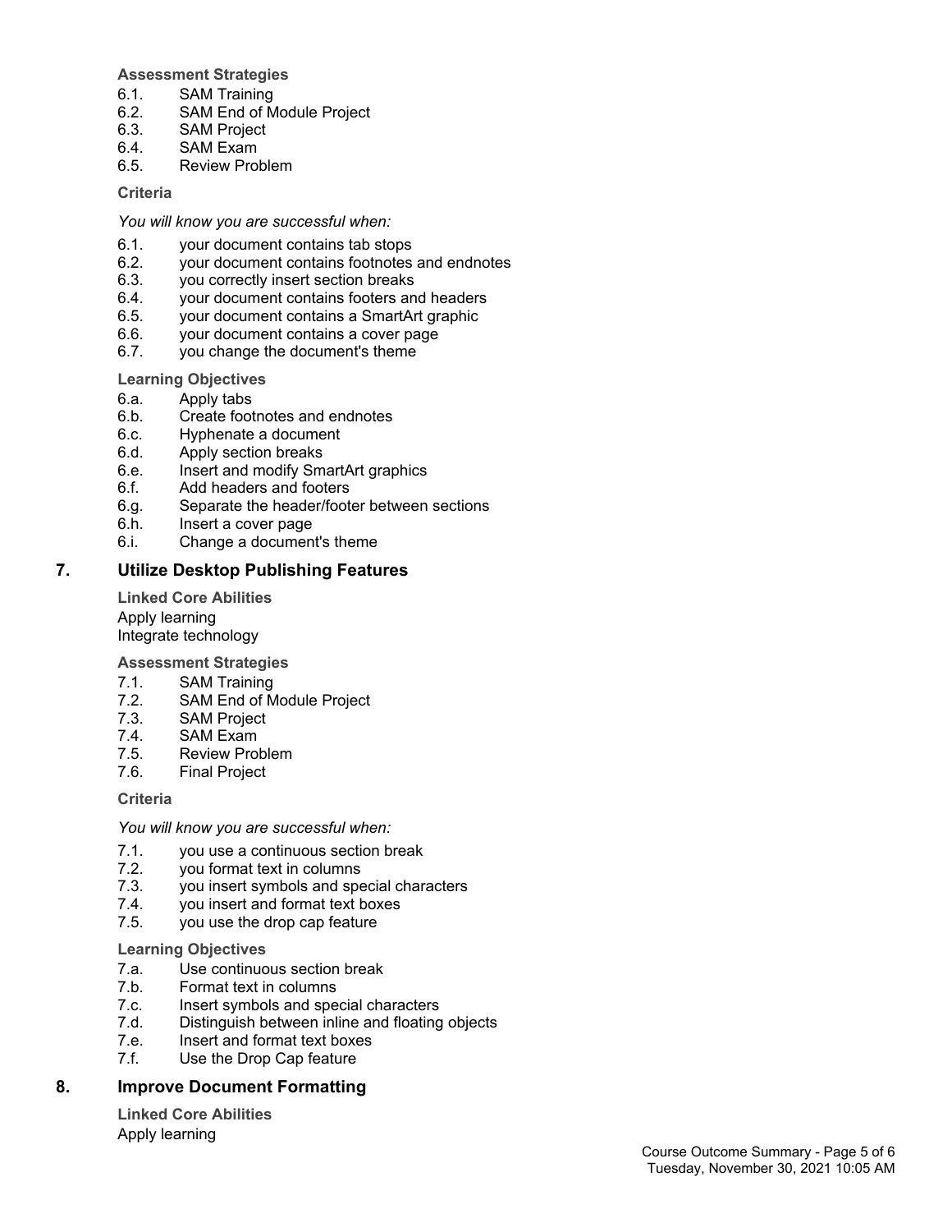**Assessment Strategies**

6.1. SAM Training
6.2. SAM End of Module Project
6.3. SAM Project
6.4. SAM Exam
6.5. Review Problem

**Criteria**

*You will know you are successful when:*

6.1. your document contains tab stops
6.2. your document contains footnotes and endnotes
6.3. you correctly insert section breaks
6.4. your document contains footers and headers
6.5. your document contains a SmartArt graphic
6.6. your document contains a cover page
6.7. you change the document's theme

**Learning Objectives**

6.a. Apply tabs
6.b. Create footnotes and endnotes
6.c. Hyphenate a document
6.d. Apply section breaks
6.e. Insert and modify SmartArt graphics
6.f. Add headers and footers
6.g. Separate the header/footer between sections
6.h. Insert a cover page
6.i. Change a document's theme

## 7. Utilize Desktop Publishing Features

**Linked Core Abilities**

Apply learning
Integrate technology

**Assessment Strategies**

7.1. SAM Training
7.2. SAM End of Module Project
7.3. SAM Project
7.4. SAM Exam
7.5. Review Problem
7.6. Final Project

**Criteria**

*You will know you are successful when:*

7.1. you use a continuous section break
7.2. you format text in columns
7.3. you insert symbols and special characters
7.4. you insert and format text boxes
7.5. you use the drop cap feature

**Learning Objectives**

7.a. Use continuous section break
7.b. Format text in columns
7.c. Insert symbols and special characters
7.d. Distinguish between inline and floating objects
7.e. Insert and format text boxes
7.f. Use the Drop Cap feature

## 8. Improve Document Formatting

**Linked Core Abilities**

Apply learning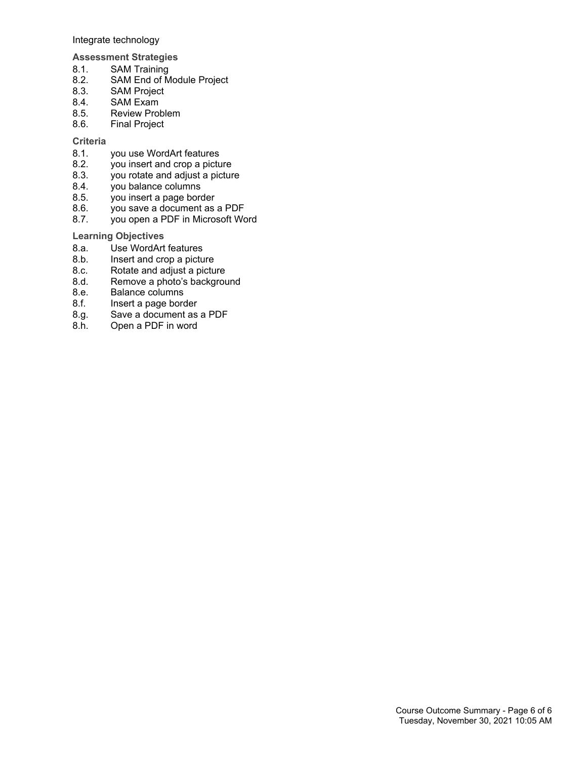Integrate technology

**Assessment Strategies**

8.1. SAM Training
8.2. SAM End of Module Project
8.3. SAM Project
8.4. SAM Exam
8.5. Review Problem
8.6. Final Project

**Criteria**

8.1. you use WordArt features
8.2. you insert and crop a picture
8.3. you rotate and adjust a picture
8.4. you balance columns
8.5. you insert a page border
8.6. you save a document as a PDF
8.7. you open a PDF in Microsoft Word

**Learning Objectives**

8.a. Use WordArt features
8.b. Insert and crop a picture
8.c. Rotate and adjust a picture
8.d. Remove a photo's background
8.e. Balance columns
8.f. Insert a page border
8.g. Save a document as a PDF
8.h. Open a PDF in word